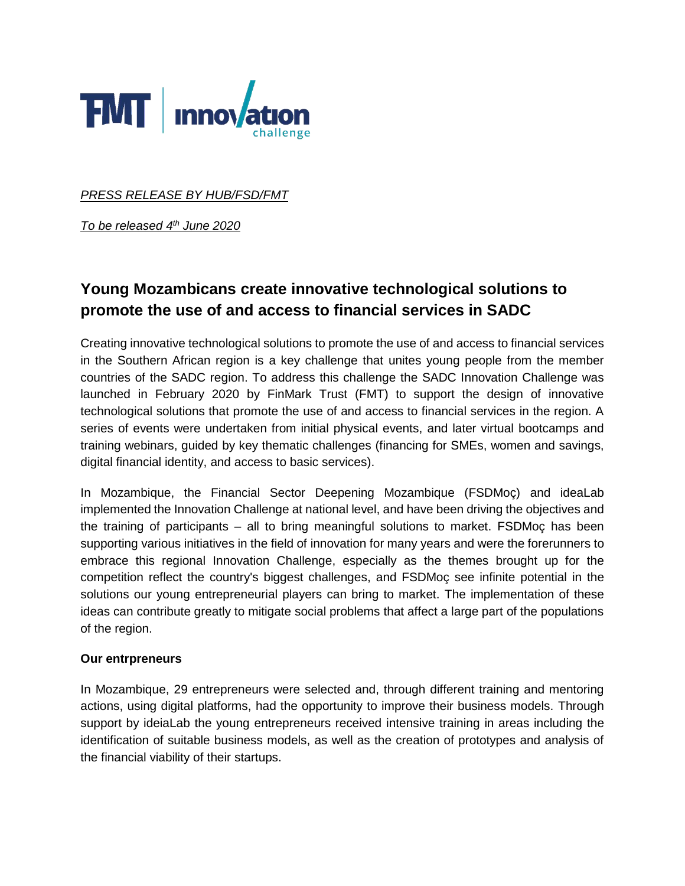FMT | innovation challenge

*PRESS RELEASE BY HUB/FSD/FMT*

*To be released 4th June 2020*

## Young Mozambicans create innovative technological solutions to promote the use of and access to financial services in SADC

Creating innovative technological solutions to promote the use of and access to financial services in the Southern African region is a key challenge that unites young people from the member countries of the SADC region. To address this challenge the SADC Innovation Challenge was launched in February 2020 by FinMark Trust (FMT) to support the design of innovative technological solutions that promote the use of and access to financial services in the region. A series of events were undertaken from initial physical events, and later virtual bootcamps and training webinars, guided by key thematic challenges (financing for SMEs, women and savings, digital financial identity, and access to basic services).

In Mozambique, the Financial Sector Deepening Mozambique (FSDMoç) and ideaLab implemented the Innovation Challenge at national level, and have been driving the objectives and the training of participants – all to bring meaningful solutions to market. FSDMoç has been supporting various initiatives in the field of innovation for many years and were the forerunners to embrace this regional Innovation Challenge, especially as the themes brought up for the competition reflect the country's biggest challenges, and FSDMoç see infinite potential in the solutions our young entrepreneurial players can bring to market. The implementation of these ideas can contribute greatly to mitigate social problems that affect a large part of the populations of the region.

**Our entrpreneurs**

In Mozambique, 29 entrepreneurs were selected and, through different training and mentoring actions, using digital platforms, had the opportunity to improve their business models. Through support by ideiaLab the young entrepreneurs received intensive training in areas including the identification of suitable business models, as well as the creation of prototypes and analysis of the financial viability of their startups.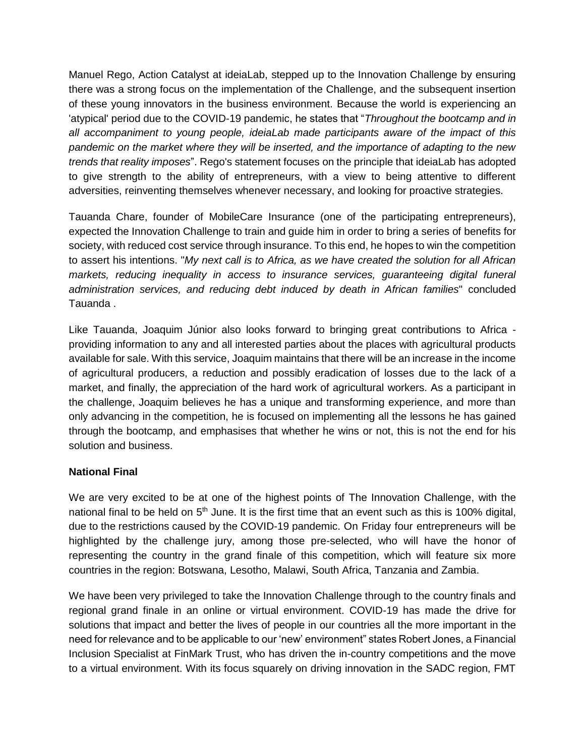Manuel Rego, Action Catalyst at ideiaLab, stepped up to the Innovation Challenge by ensuring there was a strong focus on the implementation of the Challenge, and the subsequent insertion of these young innovators in the business environment. Because the world is experiencing an 'atypical' period due to the COVID-19 pandemic, he states that "*Throughout the bootcamp and in all accompaniment to young people, ideiaLab made participants aware of the impact of this pandemic on the market where they will be inserted, and the importance of adapting to the new trends that reality imposes*". Rego's statement focuses on the principle that ideiaLab has adopted to give strength to the ability of entrepreneurs, with a view to being attentive to different adversities, reinventing themselves whenever necessary, and looking for proactive strategies.

Tauanda Chare, founder of MobileCare Insurance (one of the participating entrepreneurs), expected the Innovation Challenge to train and guide him in order to bring a series of benefits for society, with reduced cost service through insurance. To this end, he hopes to win the competition to assert his intentions. "*My next call is to Africa, as we have created the solution for all African markets, reducing inequality in access to insurance services, guaranteeing digital funeral administration services, and reducing debt induced by death in African families*" concluded Tauanda .

Like Tauanda, Joaquim Júnior also looks forward to bringing great contributions to Africa - providing information to any and all interested parties about the places with agricultural products available for sale. With this service, Joaquim maintains that there will be an increase in the income of agricultural producers, a reduction and possibly eradication of losses due to the lack of a market, and finally, the appreciation of the hard work of agricultural workers. As a participant in the challenge, Joaquim believes he has a unique and transforming experience, and more than only advancing in the competition, he is focused on implementing all the lessons he has gained through the bootcamp, and emphasises that whether he wins or not, this is not the end for his solution and business.

**National Final**

We are very excited to be at one of the highest points of The Innovation Challenge, with the national final to be held on 5th June. It is the first time that an event such as this is 100% digital, due to the restrictions caused by the COVID-19 pandemic. On Friday four entrepreneurs will be highlighted by the challenge jury, among those pre-selected, who will have the honor of representing the country in the grand finale of this competition, which will feature six more countries in the region: Botswana, Lesotho, Malawi, South Africa, Tanzania and Zambia.

We have been very privileged to take the Innovation Challenge through to the country finals and regional grand finale in an online or virtual environment. COVID-19 has made the drive for solutions that impact and better the lives of people in our countries all the more important in the need for relevance and to be applicable to our 'new' environment" states Robert Jones, a Financial Inclusion Specialist at FinMark Trust, who has driven the in-country competitions and the move to a virtual environment. With its focus squarely on driving innovation in the SADC region, FMT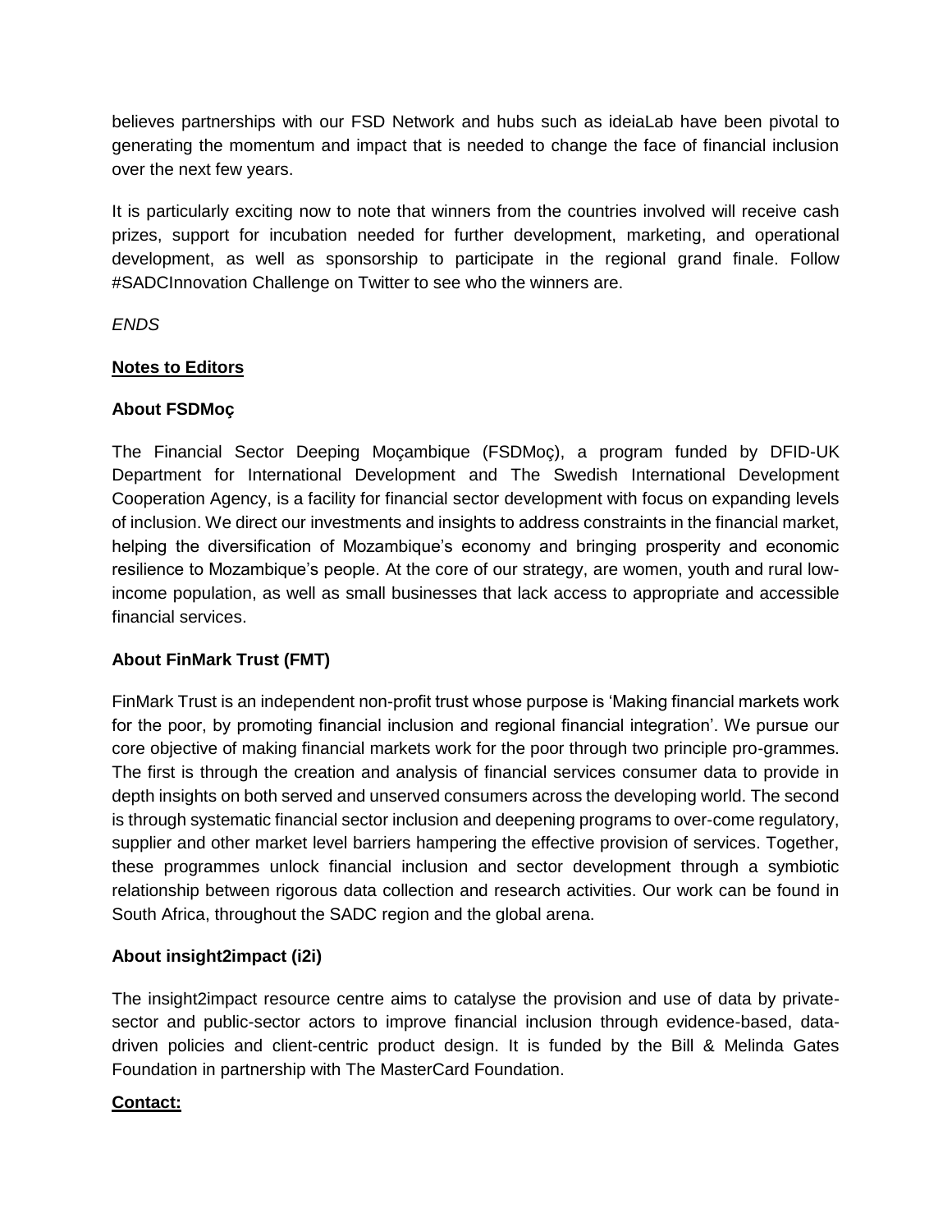believes partnerships with our FSD Network and hubs such as ideiaLab have been pivotal to generating the momentum and impact that is needed to change the face of financial inclusion over the next few years.

It is particularly exciting now to note that winners from the countries involved will receive cash prizes, support for incubation needed for further development, marketing, and operational development, as well as sponsorship to participate in the regional grand finale. Follow #SADCInnovation Challenge on Twitter to see who the winners are.

*ENDS*

**Notes to Editors**

**About FSDMoç**

The Financial Sector Deeping Moçambique (FSDMoç), a program funded by DFID-UK Department for International Development and The Swedish International Development Cooperation Agency, is a facility for financial sector development with focus on expanding levels of inclusion. We direct our investments and insights to address constraints in the financial market, helping the diversification of Mozambique's economy and bringing prosperity and economic resilience to Mozambique's people. At the core of our strategy, are women, youth and rural low-income population, as well as small businesses that lack access to appropriate and accessible financial services.

**About FinMark Trust (FMT)**

FinMark Trust is an independent non-profit trust whose purpose is 'Making financial markets work for the poor, by promoting financial inclusion and regional financial integration'. We pursue our core objective of making financial markets work for the poor through two principle pro-grammes. The first is through the creation and analysis of financial services consumer data to provide in depth insights on both served and unserved consumers across the developing world. The second is through systematic financial sector inclusion and deepening programs to over-come regulatory, supplier and other market level barriers hampering the effective provision of services. Together, these programmes unlock financial inclusion and sector development through a symbiotic relationship between rigorous data collection and research activities. Our work can be found in South Africa, throughout the SADC region and the global arena.

**About insight2impact (i2i)**

The insight2impact resource centre aims to catalyse the provision and use of data by private-sector and public-sector actors to improve financial inclusion through evidence-based, data-driven policies and client-centric product design. It is funded by the Bill & Melinda Gates Foundation in partnership with The MasterCard Foundation.

**Contact:**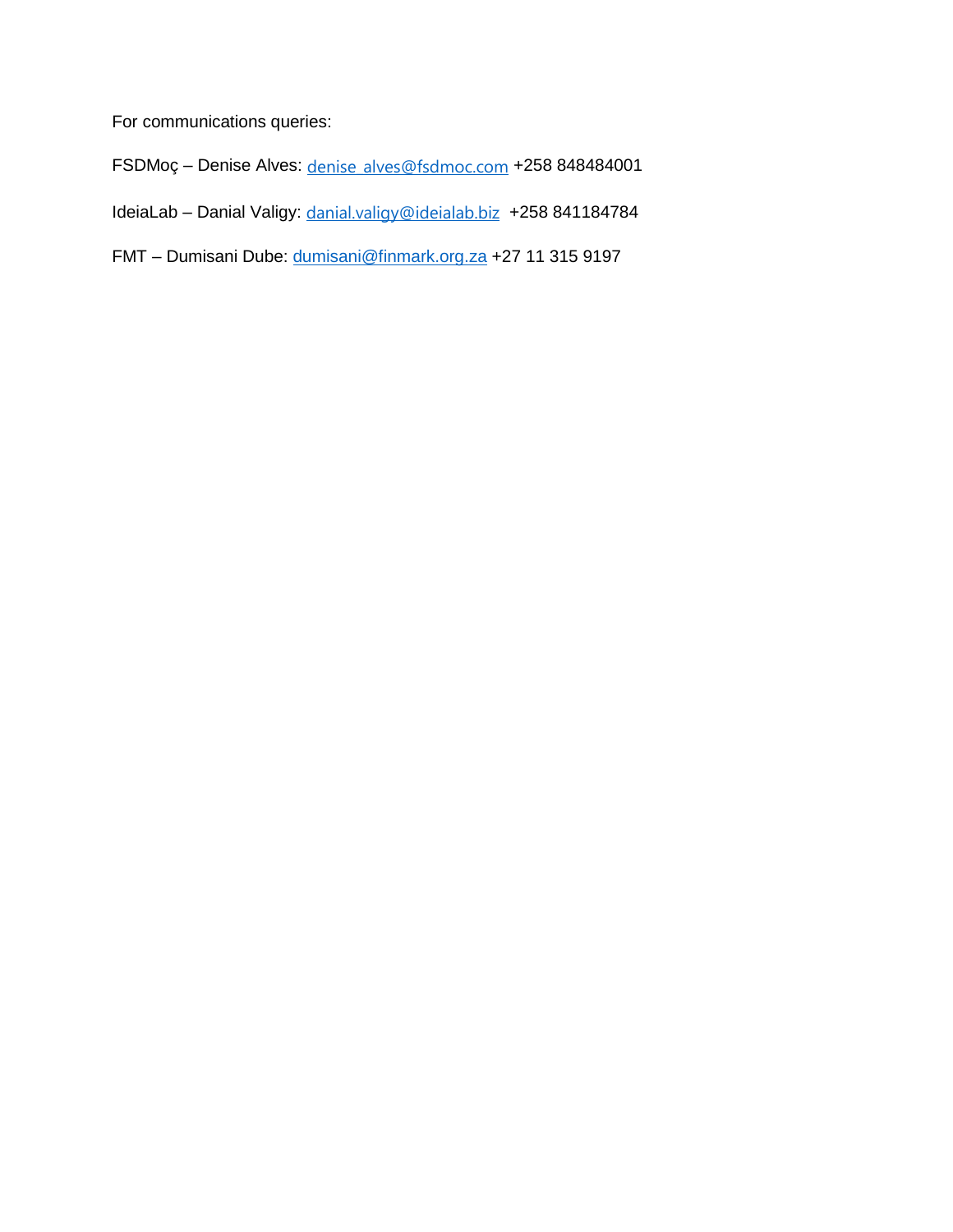For communications queries:

FSDMoç – Denise Alves: denise_alves@fsdmoc.com +258 848484001

IdeiaLab – Danial Valigy: danial.valigy@ideialab.biz +258 841184784

FMT – Dumisani Dube: dumisani@finmark.org.za +27 11 315 9197